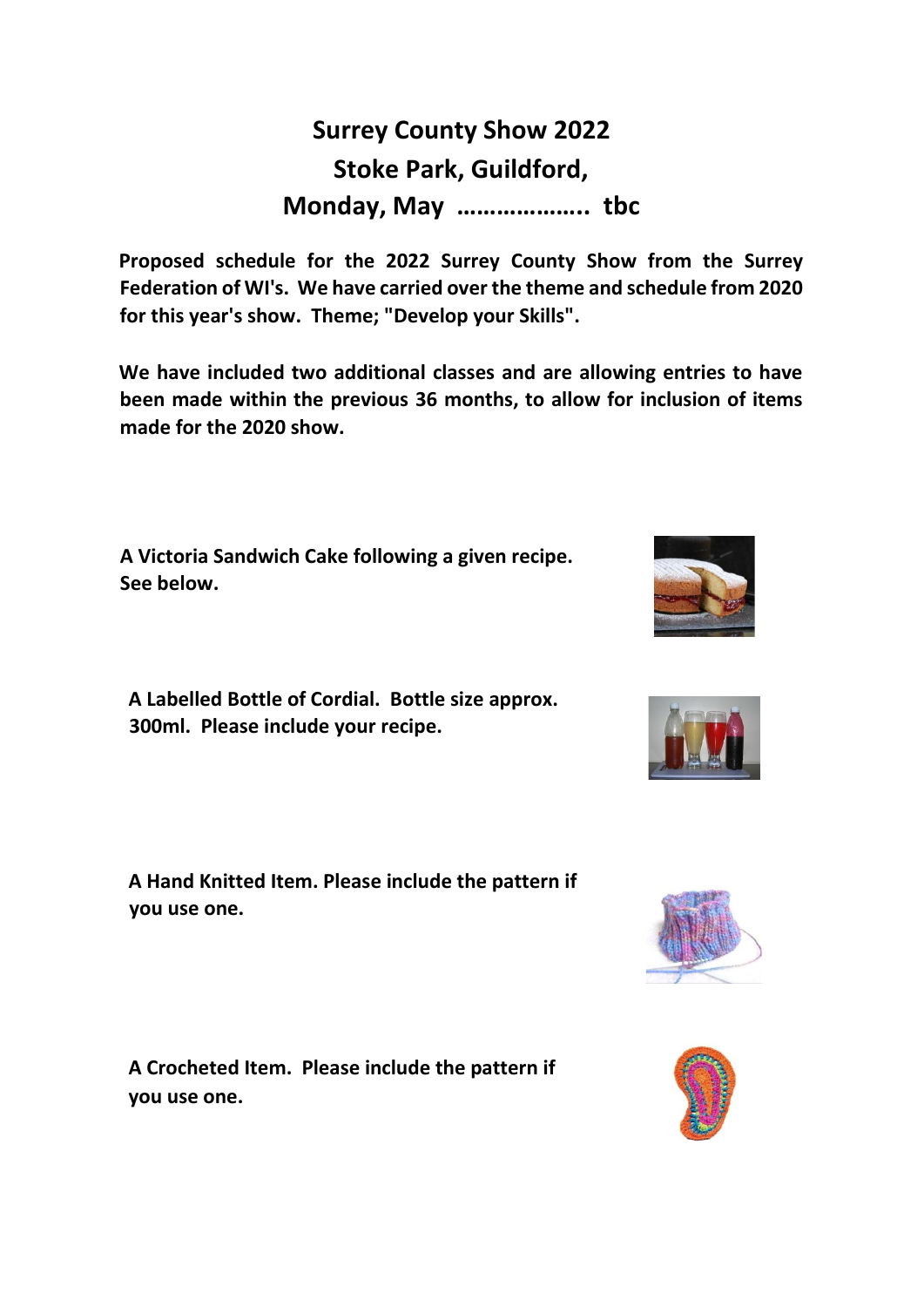# Surrey County Show 2022
# Stoke Park, Guildford,
# Monday, May ……………….. tbc

**Proposed schedule for the 2022 Surrey County Show from the Surrey Federation of WI's. We have carried over the theme and schedule from 2020 for this year's show. Theme; "Develop your Skills".**

**We have included two additional classes and are allowing entries to have been made within the previous 36 months, to allow for inclusion of items made for the 2020 show.**

**A Victoria Sandwich Cake following a given recipe. See below.**

**A Labelled Bottle of Cordial. Bottle size approx. 300ml. Please include your recipe.**

**A Hand Knitted Item. Please include the pattern if you use one.**

**A Crocheted Item. Please include the pattern if you use one.**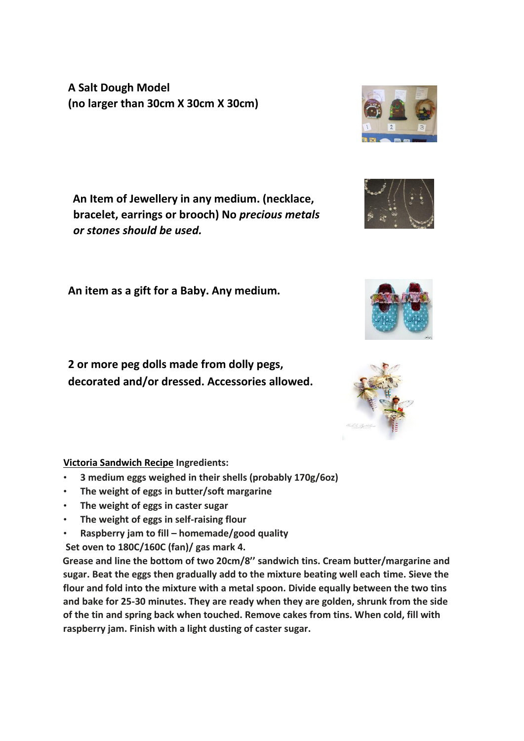**A Salt Dough Model**
**(no larger than 30cm X 30cm X 30cm)**

**An Item of Jewellery in any medium. (necklace, bracelet, earrings or brooch) No *precious metals or stones should be used.***

**An item as a gift for a Baby. Any medium.**

**2 or more peg dolls made from dolly pegs, decorated and/or dressed. Accessories allowed.**

**<u>Victoria Sandwich Recipe</u> Ingredients:**

- **3 medium eggs weighed in their shells (probably 170g/6oz)**
- **The weight of eggs in butter/soft margarine**
- **The weight of eggs in caster sugar**
- **The weight of eggs in self-raising flour**
- **Raspberry jam to fill – homemade/good quality**

**Set oven to 180C/160C (fan)/ gas mark 4.**

**Grease and line the bottom of two 20cm/8'' sandwich tins. Cream butter/margarine and sugar. Beat the eggs then gradually add to the mixture beating well each time. Sieve the flour and fold into the mixture with a metal spoon. Divide equally between the two tins and bake for 25-30 minutes. They are ready when they are golden, shrunk from the side of the tin and spring back when touched. Remove cakes from tins. When cold, fill with raspberry jam. Finish with a light dusting of caster sugar.**